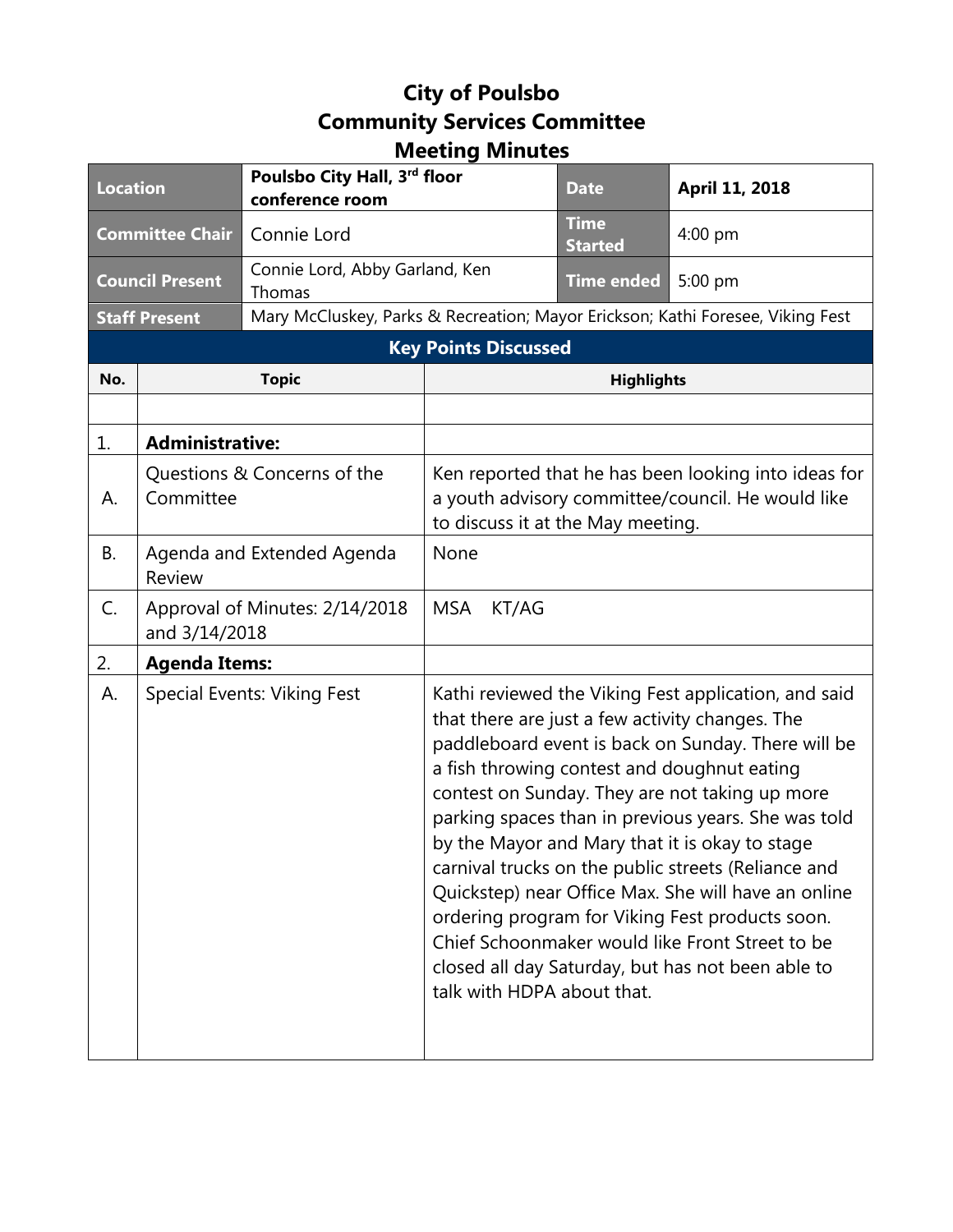# City of Poulsbo
## Community Services Committee
## Meeting Minutes

| | | | |
|---|---|---|---|
| **Location** | **Poulsbo City Hall, 3rd floor conference room** | **Date** | **April 11, 2018** |
| **Committee Chair** | Connie Lord | **Time Started** | 4:00 pm |
| **Council Present** | Connie Lord, Abby Garland, Ken Thomas | **Time ended** | 5:00 pm |
| **Staff Present** | Mary McCluskey, Parks & Recreation; Mayor Erickson; Kathi Foresee, Viking Fest | | |

### Key Points Discussed

| No. | Topic | Highlights |
|---|---|---|
| | | |
| 1. | **Administrative:** | |
| A. | Questions & Concerns of the Committee | Ken reported that he has been looking into ideas for a youth advisory committee/council. He would like to discuss it at the May meeting. |
| B. | Agenda and Extended Agenda Review | None |
| C. | Approval of Minutes: 2/14/2018 and 3/14/2018 | MSA KT/AG |
| 2. | **Agenda Items:** | |
| A. | Special Events: Viking Fest | Kathi reviewed the Viking Fest application, and said that there are just a few activity changes. The paddleboard event is back on Sunday. There will be a fish throwing contest and doughnut eating contest on Sunday. They are not taking up more parking spaces than in previous years. She was told by the Mayor and Mary that it is okay to stage carnival trucks on the public streets (Reliance and Quickstep) near Office Max. She will have an online ordering program for Viking Fest products soon. Chief Schoonmaker would like Front Street to be closed all day Saturday, but has not been able to talk with HDPA about that. |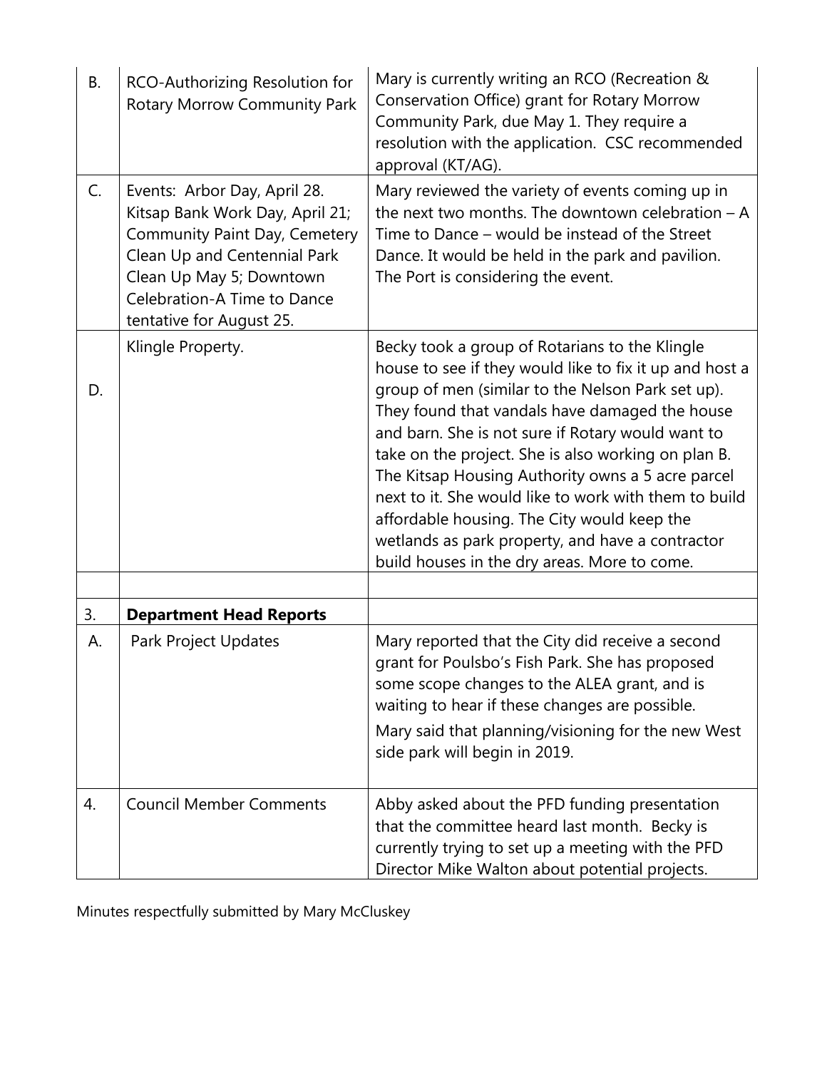| | | |
|---|---|---|
| B. | RCO-Authorizing Resolution for Rotary Morrow Community Park | Mary is currently writing an RCO (Recreation & Conservation Office) grant for Rotary Morrow Community Park, due May 1. They require a resolution with the application. CSC recommended approval (KT/AG). |
| C. | Events: Arbor Day, April 28. Kitsap Bank Work Day, April 21; Community Paint Day, Cemetery Clean Up and Centennial Park Clean Up May 5; Downtown Celebration-A Time to Dance tentative for August 25. | Mary reviewed the variety of events coming up in the next two months. The downtown celebration – A Time to Dance – would be instead of the Street Dance. It would be held in the park and pavilion. The Port is considering the event. |
| D. | Klingle Property. | Becky took a group of Rotarians to the Klingle house to see if they would like to fix it up and host a group of men (similar to the Nelson Park set up). They found that vandals have damaged the house and barn. She is not sure if Rotary would want to take on the project. She is also working on plan B. The Kitsap Housing Authority owns a 5 acre parcel next to it. She would like to work with them to build affordable housing. The City would keep the wetlands as park property, and have a contractor build houses in the dry areas. More to come. |
| | | |
| 3. | **Department Head Reports** | |
| A. | Park Project Updates | Mary reported that the City did receive a second grant for Poulsbo's Fish Park. She has proposed some scope changes to the ALEA grant, and is waiting to hear if these changes are possible.<br>Mary said that planning/visioning for the new West side park will begin in 2019. |
| 4. | Council Member Comments | Abby asked about the PFD funding presentation that the committee heard last month. Becky is currently trying to set up a meeting with the PFD Director Mike Walton about potential projects. |

Minutes respectfully submitted by Mary McCluskey